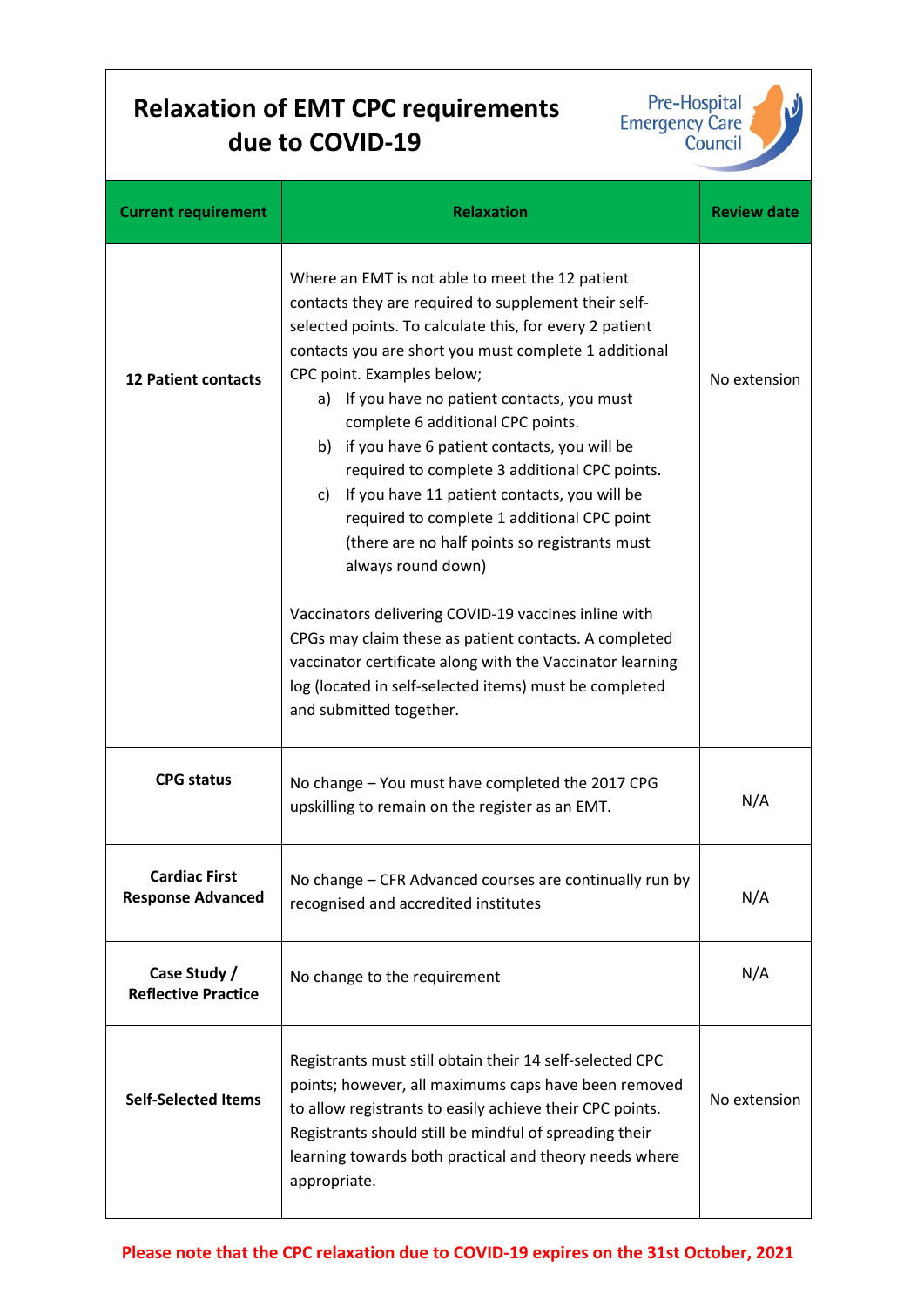# Relaxation of EMT CPC requirements due to COVID-19

Pre-Hospital Emergency Care Council

| Current requirement | Relaxation | Review date |
|---|---|---|
| **12 Patient contacts** | Where an EMT is not able to meet the 12 patient contacts they are required to supplement their self-selected points. To calculate this, for every 2 patient contacts you are short you must complete 1 additional CPC point. Examples below;<br>a) If you have no patient contacts, you must complete 6 additional CPC points.<br>b) if you have 6 patient contacts, you will be required to complete 3 additional CPC points.<br>c) If you have 11 patient contacts, you will be required to complete 1 additional CPC point (there are no half points so registrants must always round down)<br><br>Vaccinators delivering COVID-19 vaccines inline with CPGs may claim these as patient contacts. A completed vaccinator certificate along with the Vaccinator learning log (located in self-selected items) must be completed and submitted together. | No extension |
| **CPG status** | No change – You must have completed the 2017 CPG upskilling to remain on the register as an EMT. | N/A |
| **Cardiac First Response Advanced** | No change – CFR Advanced courses are continually run by recognised and accredited institutes | N/A |
| **Case Study / Reflective Practice** | No change to the requirement | N/A |
| **Self-Selected Items** | Registrants must still obtain their 14 self-selected CPC points; however, all maximums caps have been removed to allow registrants to easily achieve their CPC points. Registrants should still be mindful of spreading their learning towards both practical and theory needs where appropriate. | No extension |

**Please note that the CPC relaxation due to COVID-19 expires on the 31st October, 2021**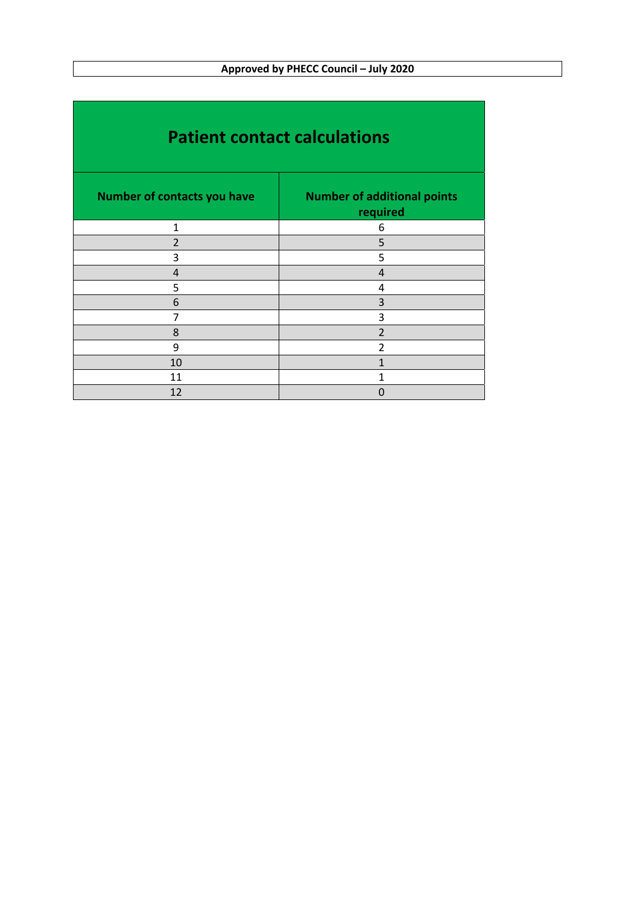**Approved by PHECC Council – July 2020**

## Patient contact calculations

| Number of contacts you have | Number of additional points required |
|---|---|
| 1 | 6 |
| 2 | 5 |
| 3 | 5 |
| 4 | 4 |
| 5 | 4 |
| 6 | 3 |
| 7 | 3 |
| 8 | 2 |
| 9 | 2 |
| 10 | 1 |
| 11 | 1 |
| 12 | 0 |